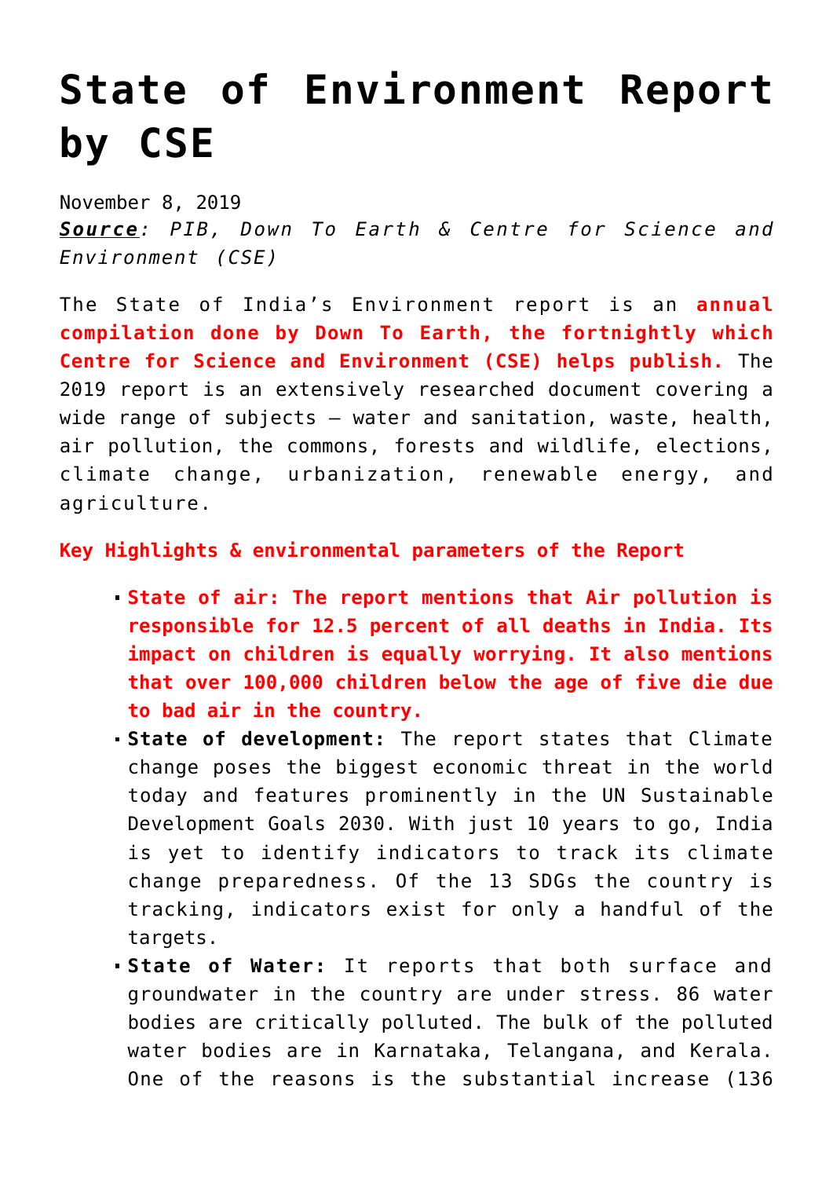# State of Environment Report by CSE

November 8, 2019

***Source**: PIB, Down To Earth & Centre for Science and Environment (CSE)*

The State of India's Environment report is an **annual compilation done by Down To Earth, the fortnightly which Centre for Science and Environment (CSE) helps publish.** The 2019 report is an extensively researched document covering a wide range of subjects – water and sanitation, waste, health, air pollution, the commons, forests and wildlife, elections, climate change, urbanization, renewable energy, and agriculture.

**Key Highlights & environmental parameters of the Report**

- **State of air: The report mentions that Air pollution is responsible for 12.5 percent of all deaths in India. Its impact on children is equally worrying. It also mentions that over 100,000 children below the age of five die due to bad air in the country.**
- **State of development:** The report states that Climate change poses the biggest economic threat in the world today and features prominently in the UN Sustainable Development Goals 2030. With just 10 years to go, India is yet to identify indicators to track its climate change preparedness. Of the 13 SDGs the country is tracking, indicators exist for only a handful of the targets.
- **State of Water:** It reports that both surface and groundwater in the country are under stress. 86 water bodies are critically polluted. The bulk of the polluted water bodies are in Karnataka, Telangana, and Kerala. One of the reasons is the substantial increase (136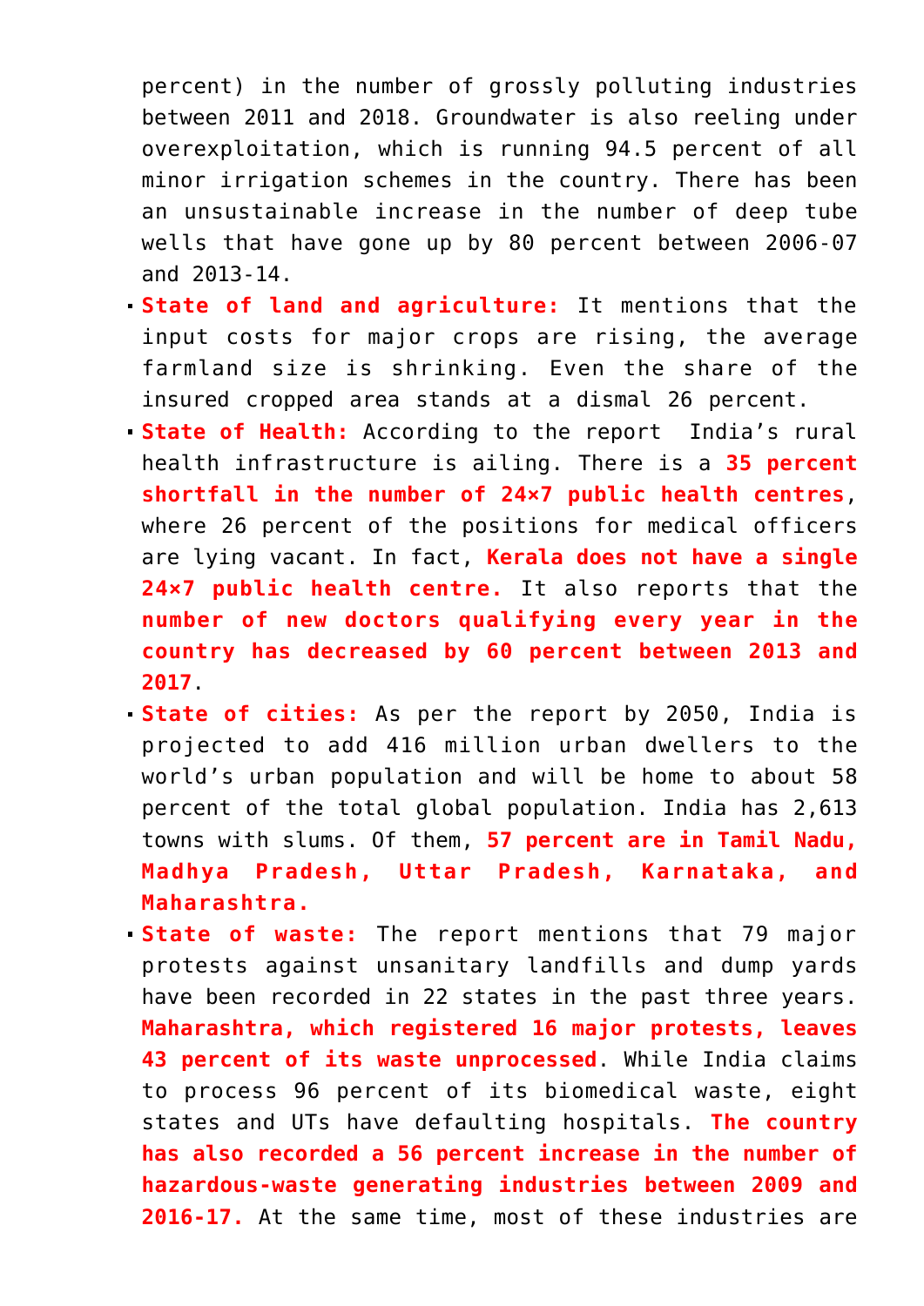percent) in the number of grossly polluting industries between 2011 and 2018. Groundwater is also reeling under overexploitation, which is running 94.5 percent of all minor irrigation schemes in the country. There has been an unsustainable increase in the number of deep tube wells that have gone up by 80 percent between 2006-07 and 2013-14.

- **State of land and agriculture:** It mentions that the input costs for major crops are rising, the average farmland size is shrinking. Even the share of the insured cropped area stands at a dismal 26 percent.
- **State of Health:** According to the report India's rural health infrastructure is ailing. There is a **35 percent shortfall in the number of 24×7 public health centres**, where 26 percent of the positions for medical officers are lying vacant. In fact, **Kerala does not have a single 24×7 public health centre.** It also reports that the **number of new doctors qualifying every year in the country has decreased by 60 percent between 2013 and 2017**.
- **State of cities:** As per the report by 2050, India is projected to add 416 million urban dwellers to the world's urban population and will be home to about 58 percent of the total global population. India has 2,613 towns with slums. Of them, **57 percent are in Tamil Nadu, Madhya Pradesh, Uttar Pradesh, Karnataka, and Maharashtra.**
- **State of waste:** The report mentions that 79 major protests against unsanitary landfills and dump yards have been recorded in 22 states in the past three years. **Maharashtra, which registered 16 major protests, leaves 43 percent of its waste unprocessed**. While India claims to process 96 percent of its biomedical waste, eight states and UTs have defaulting hospitals. **The country has also recorded a 56 percent increase in the number of hazardous-waste generating industries between 2009 and 2016-17.** At the same time, most of these industries are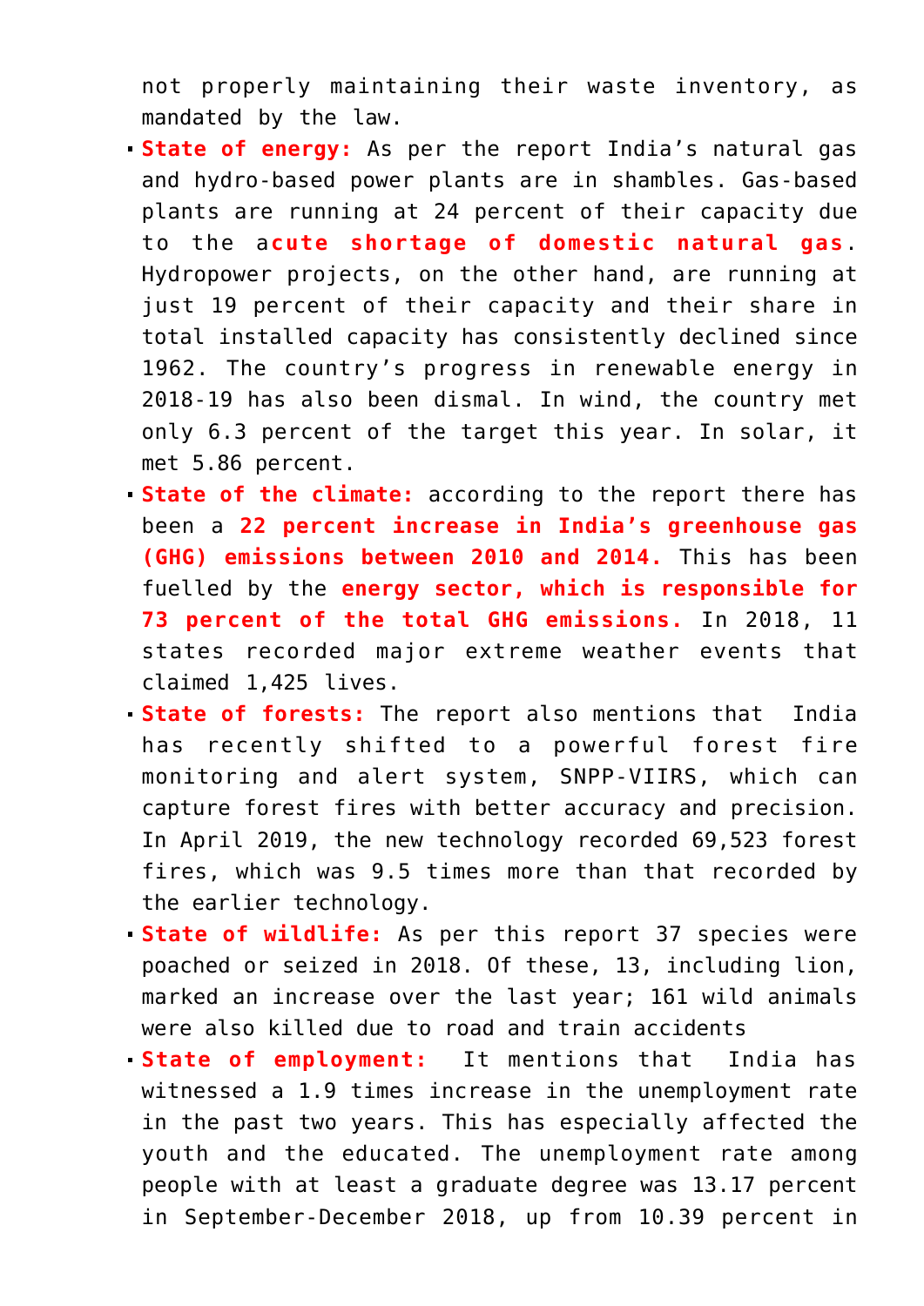not properly maintaining their waste inventory, as mandated by the law.

- **State of energy:** As per the report India's natural gas and hydro-based power plants are in shambles. Gas-based plants are running at 24 percent of their capacity due to the a**cute shortage of domestic natural gas**. Hydropower projects, on the other hand, are running at just 19 percent of their capacity and their share in total installed capacity has consistently declined since 1962. The country's progress in renewable energy in 2018-19 has also been dismal. In wind, the country met only 6.3 percent of the target this year. In solar, it met 5.86 percent.
- **State of the climate:** according to the report there has been a **22 percent increase in India's greenhouse gas (GHG) emissions between 2010 and 2014.** This has been fuelled by the **energy sector, which is responsible for 73 percent of the total GHG emissions.** In 2018, 11 states recorded major extreme weather events that claimed 1,425 lives.
- **State of forests:** The report also mentions that India has recently shifted to a powerful forest fire monitoring and alert system, SNPP-VIIRS, which can capture forest fires with better accuracy and precision. In April 2019, the new technology recorded 69,523 forest fires, which was 9.5 times more than that recorded by the earlier technology.
- **State of wildlife:** As per this report 37 species were poached or seized in 2018. Of these, 13, including lion, marked an increase over the last year; 161 wild animals were also killed due to road and train accidents
- **State of employment:** It mentions that India has witnessed a 1.9 times increase in the unemployment rate in the past two years. This has especially affected the youth and the educated. The unemployment rate among people with at least a graduate degree was 13.17 percent in September-December 2018, up from 10.39 percent in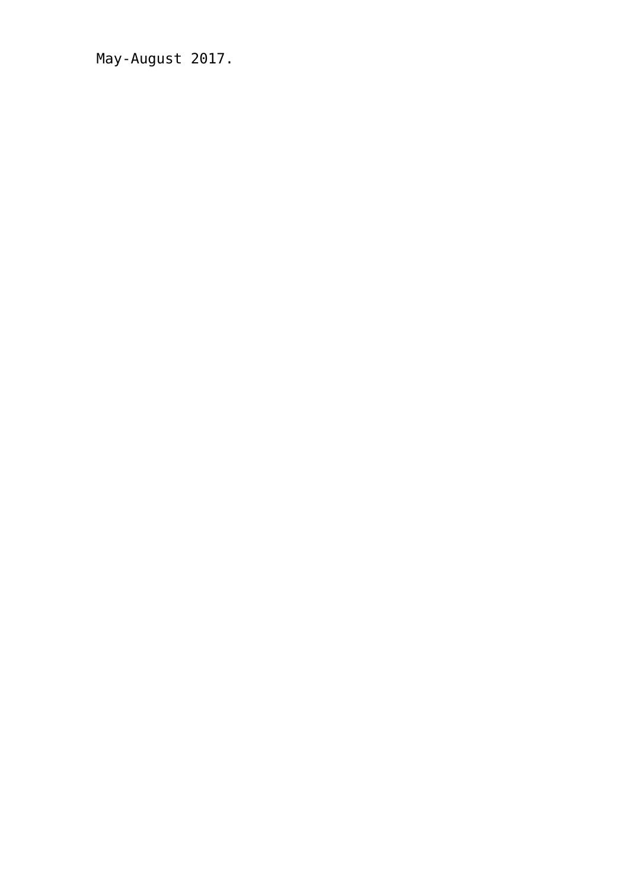May-August 2017.